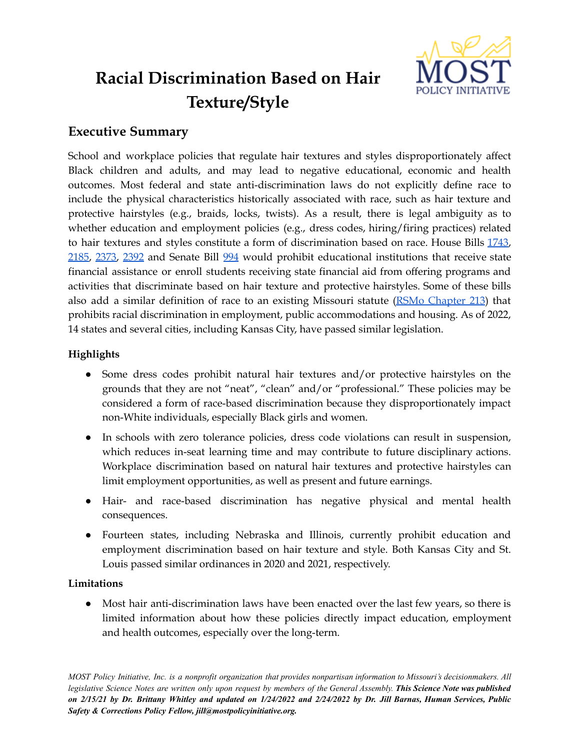# Racial Discrimination Based on Hair Texture/Style

## Executive Summary

School and workplace policies that regulate hair textures and styles disproportionately affect Black children and adults, and may lead to negative educational, economic and health outcomes. Most federal and state anti-discrimination laws do not explicitly define race to include the physical characteristics historically associated with race, such as hair texture and protective hairstyles (e.g., braids, locks, twists). As a result, there is legal ambiguity as to whether education and employment policies (e.g., dress codes, hiring/firing practices) related to hair textures and styles constitute a form of discrimination based on race. House Bills 1743, 2185, 2373, 2392 and Senate Bill 994 would prohibit educational institutions that receive state financial assistance or enroll students receiving state financial aid from offering programs and activities that discriminate based on hair texture and protective hairstyles. Some of these bills also add a similar definition of race to an existing Missouri statute (RSMo Chapter 213) that prohibits racial discrimination in employment, public accommodations and housing. As of 2022, 14 states and several cities, including Kansas City, have passed similar legislation.

### Highlights

- Some dress codes prohibit natural hair textures and/or protective hairstyles on the grounds that they are not "neat", "clean" and/or "professional." These policies may be considered a form of race-based discrimination because they disproportionately impact non-White individuals, especially Black girls and women.
- In schools with zero tolerance policies, dress code violations can result in suspension, which reduces in-seat learning time and may contribute to future disciplinary actions. Workplace discrimination based on natural hair textures and protective hairstyles can limit employment opportunities, as well as present and future earnings.
- Hair- and race-based discrimination has negative physical and mental health consequences.
- Fourteen states, including Nebraska and Illinois, currently prohibit education and employment discrimination based on hair texture and style. Both Kansas City and St. Louis passed similar ordinances in 2020 and 2021, respectively.

### Limitations

- Most hair anti-discrimination laws have been enacted over the last few years, so there is limited information about how these policies directly impact education, employment and health outcomes, especially over the long-term.

*MOST Policy Initiative, Inc. is a nonprofit organization that provides nonpartisan information to Missouri's decisionmakers. All legislative Science Notes are written only upon request by members of the General Assembly.* ***This Science Note was published on 2/15/21 by Dr. Brittany Whitley and updated on 1/24/2022 and 2/24/2022 by Dr. Jill Barnas, Human Services, Public Safety & Corrections Policy Fellow, jill@mostpolicyinitiative.org.***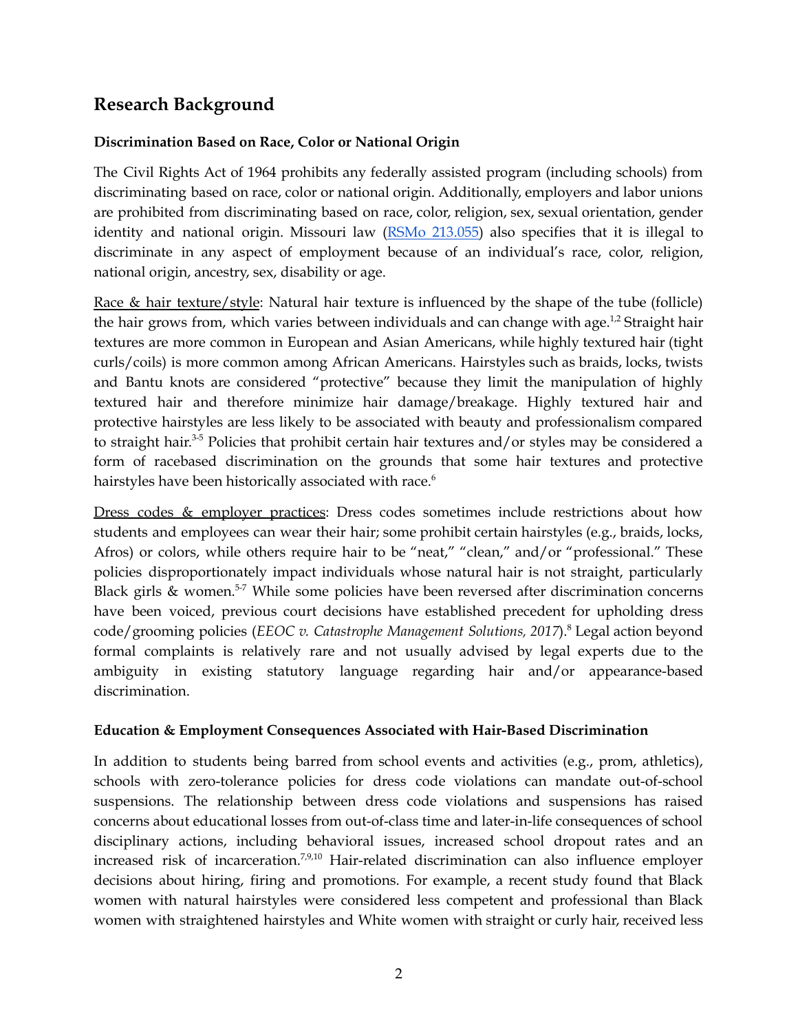## Research Background

### Discrimination Based on Race, Color or National Origin

The Civil Rights Act of 1964 prohibits any federally assisted program (including schools) from discriminating based on race, color or national origin. Additionally, employers and labor unions are prohibited from discriminating based on race, color, religion, sex, sexual orientation, gender identity and national origin. Missouri law (RSMo 213.055) also specifies that it is illegal to discriminate in any aspect of employment because of an individual's race, color, religion, national origin, ancestry, sex, disability or age.

Race & hair texture/style: Natural hair texture is influenced by the shape of the tube (follicle) the hair grows from, which varies between individuals and can change with age.[1,2] Straight hair textures are more common in European and Asian Americans, while highly textured hair (tight curls/coils) is more common among African Americans. Hairstyles such as braids, locks, twists and Bantu knots are considered "protective" because they limit the manipulation of highly textured hair and therefore minimize hair damage/breakage. Highly textured hair and protective hairstyles are less likely to be associated with beauty and professionalism compared to straight hair.[3-5] Policies that prohibit certain hair textures and/or styles may be considered a form of racebased discrimination on the grounds that some hair textures and protective hairstyles have been historically associated with race.[6]

Dress codes & employer practices: Dress codes sometimes include restrictions about how students and employees can wear their hair; some prohibit certain hairstyles (e.g., braids, locks, Afros) or colors, while others require hair to be "neat," "clean," and/or "professional." These policies disproportionately impact individuals whose natural hair is not straight, particularly Black girls & women.[5-7] While some policies have been reversed after discrimination concerns have been voiced, previous court decisions have established precedent for upholding dress code/grooming policies (*EEOC v. Catastrophe Management Solutions, 2017*).[8] Legal action beyond formal complaints is relatively rare and not usually advised by legal experts due to the ambiguity in existing statutory language regarding hair and/or appearance-based discrimination.

### Education & Employment Consequences Associated with Hair-Based Discrimination

In addition to students being barred from school events and activities (e.g., prom, athletics), schools with zero-tolerance policies for dress code violations can mandate out-of-school suspensions. The relationship between dress code violations and suspensions has raised concerns about educational losses from out-of-class time and later-in-life consequences of school disciplinary actions, including behavioral issues, increased school dropout rates and an increased risk of incarceration.[7,9,10] Hair-related discrimination can also influence employer decisions about hiring, firing and promotions. For example, a recent study found that Black women with natural hairstyles were considered less competent and professional than Black women with straightened hairstyles and White women with straight or curly hair, received less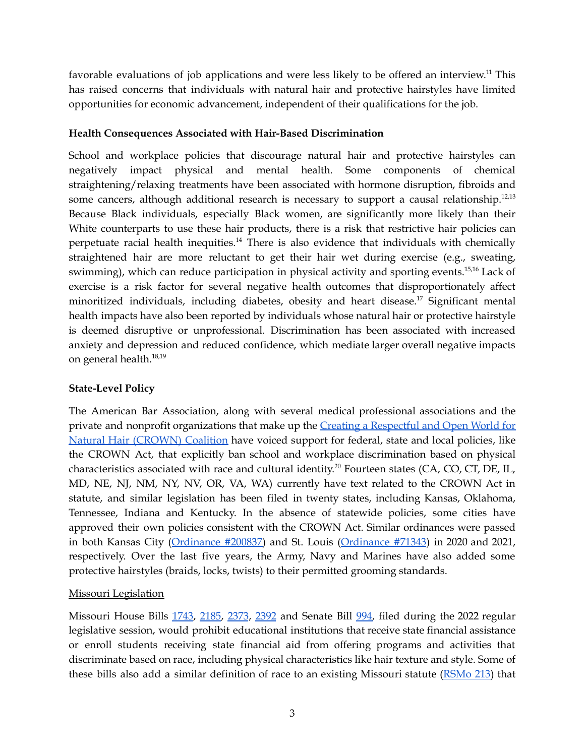favorable evaluations of job applications and were less likely to be offered an interview.[11] This has raised concerns that individuals with natural hair and protective hairstyles have limited opportunities for economic advancement, independent of their qualifications for the job.

**Health Consequences Associated with Hair-Based Discrimination**

School and workplace policies that discourage natural hair and protective hairstyles can negatively impact physical and mental health. Some components of chemical straightening/relaxing treatments have been associated with hormone disruption, fibroids and some cancers, although additional research is necessary to support a causal relationship.[12,13] Because Black individuals, especially Black women, are significantly more likely than their White counterparts to use these hair products, there is a risk that restrictive hair policies can perpetuate racial health inequities.[14] There is also evidence that individuals with chemically straightened hair are more reluctant to get their hair wet during exercise (e.g., sweating, swimming), which can reduce participation in physical activity and sporting events.[15,16] Lack of exercise is a risk factor for several negative health outcomes that disproportionately affect minoritized individuals, including diabetes, obesity and heart disease.[17] Significant mental health impacts have also been reported by individuals whose natural hair or protective hairstyle is deemed disruptive or unprofessional. Discrimination has been associated with increased anxiety and depression and reduced confidence, which mediate larger overall negative impacts on general health.[18,19]

**State-Level Policy**

The American Bar Association, along with several medical professional associations and the private and nonprofit organizations that make up the Creating a Respectful and Open World for Natural Hair (CROWN) Coalition have voiced support for federal, state and local policies, like the CROWN Act, that explicitly ban school and workplace discrimination based on physical characteristics associated with race and cultural identity.[20] Fourteen states (CA, CO, CT, DE, IL, MD, NE, NJ, NM, NY, NV, OR, VA, WA) currently have text related to the CROWN Act in statute, and similar legislation has been filed in twenty states, including Kansas, Oklahoma, Tennessee, Indiana and Kentucky. In the absence of statewide policies, some cities have approved their own policies consistent with the CROWN Act. Similar ordinances were passed in both Kansas City (Ordinance #200837) and St. Louis (Ordinance #71343) in 2020 and 2021, respectively. Over the last five years, the Army, Navy and Marines have also added some protective hairstyles (braids, locks, twists) to their permitted grooming standards.

Missouri Legislation

Missouri House Bills 1743, 2185, 2373, 2392 and Senate Bill 994, filed during the 2022 regular legislative session, would prohibit educational institutions that receive state financial assistance or enroll students receiving state financial aid from offering programs and activities that discriminate based on race, including physical characteristics like hair texture and style. Some of these bills also add a similar definition of race to an existing Missouri statute (RSMo 213) that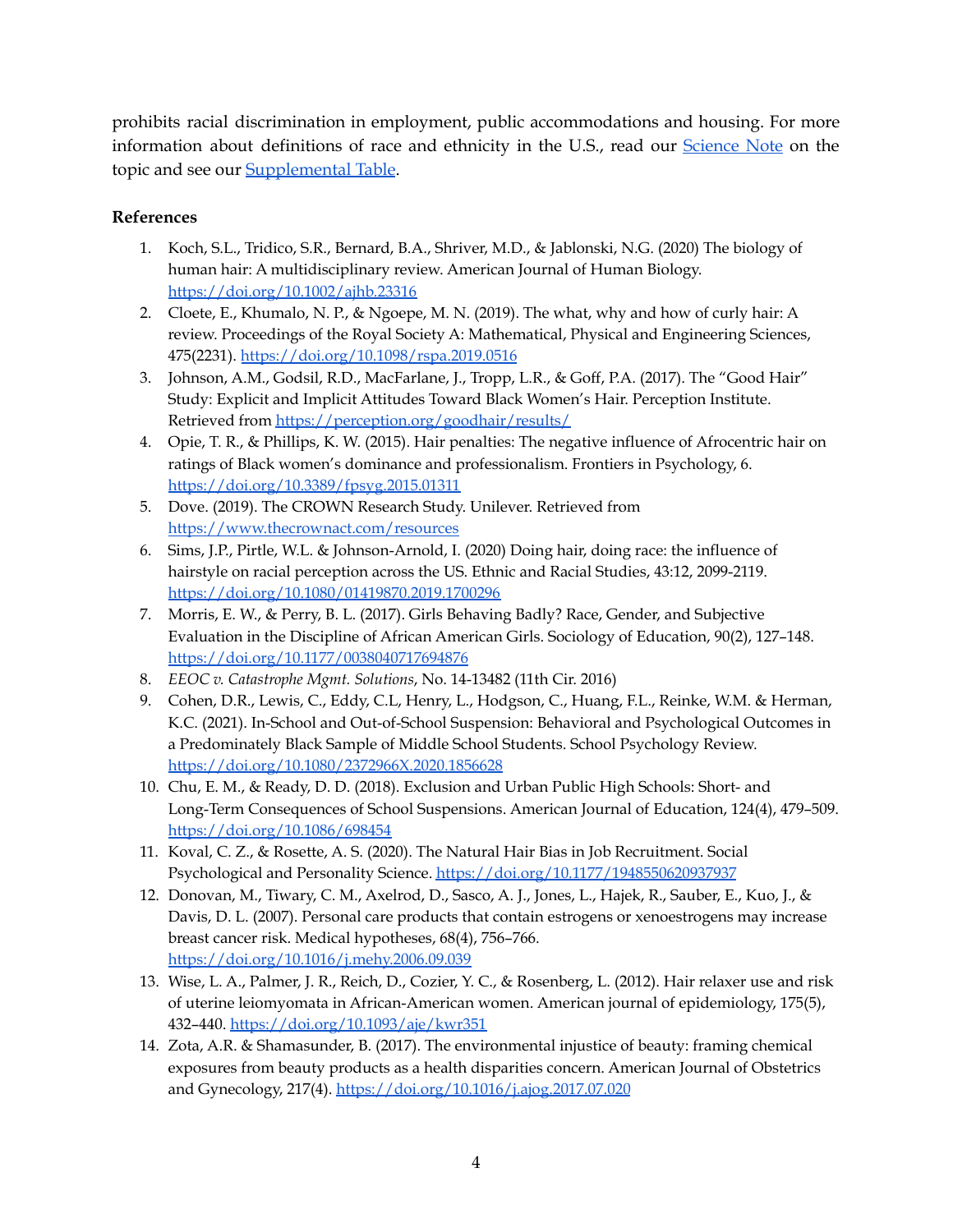prohibits racial discrimination in employment, public accommodations and housing. For more information about definitions of race and ethnicity in the U.S., read our [Science Note] on the topic and see our [Supplemental Table].

**References**

1. Koch, S.L., Tridico, S.R., Bernard, B.A., Shriver, M.D., & Jablonski, N.G. (2020) The biology of human hair: A multidisciplinary review. American Journal of Human Biology. https://doi.org/10.1002/ajhb.23316
2. Cloete, E., Khumalo, N. P., & Ngoepe, M. N. (2019). The what, why and how of curly hair: A review. Proceedings of the Royal Society A: Mathematical, Physical and Engineering Sciences, 475(2231). https://doi.org/10.1098/rspa.2019.0516
3. Johnson, A.M., Godsil, R.D., MacFarlane, J., Tropp, L.R., & Goff, P.A. (2017). The "Good Hair" Study: Explicit and Implicit Attitudes Toward Black Women's Hair. Perception Institute. Retrieved from https://perception.org/goodhair/results/
4. Opie, T. R., & Phillips, K. W. (2015). Hair penalties: The negative influence of Afrocentric hair on ratings of Black women's dominance and professionalism. Frontiers in Psychology, 6. https://doi.org/10.3389/fpsyg.2015.01311
5. Dove. (2019). The CROWN Research Study. Unilever. Retrieved from https://www.thecrownact.com/resources
6. Sims, J.P., Pirtle, W.L. & Johnson-Arnold, I. (2020) Doing hair, doing race: the influence of hairstyle on racial perception across the US. Ethnic and Racial Studies, 43:12, 2099-2119. https://doi.org/10.1080/01419870.2019.1700296
7. Morris, E. W., & Perry, B. L. (2017). Girls Behaving Badly? Race, Gender, and Subjective Evaluation in the Discipline of African American Girls. Sociology of Education, 90(2), 127–148. https://doi.org/10.1177/0038040717694876
8. *EEOC v. Catastrophe Mgmt. Solutions*, No. 14-13482 (11th Cir. 2016)
9. Cohen, D.R., Lewis, C., Eddy, C.L, Henry, L., Hodgson, C., Huang, F.L., Reinke, W.M. & Herman, K.C. (2021). In-School and Out-of-School Suspension: Behavioral and Psychological Outcomes in a Predominately Black Sample of Middle School Students. School Psychology Review. https://doi.org/10.1080/2372966X.2020.1856628
10. Chu, E. M., & Ready, D. D. (2018). Exclusion and Urban Public High Schools: Short- and Long-Term Consequences of School Suspensions. American Journal of Education, 124(4), 479–509. https://doi.org/10.1086/698454
11. Koval, C. Z., & Rosette, A. S. (2020). The Natural Hair Bias in Job Recruitment. Social Psychological and Personality Science. https://doi.org/10.1177/1948550620937937
12. Donovan, M., Tiwary, C. M., Axelrod, D., Sasco, A. J., Jones, L., Hajek, R., Sauber, E., Kuo, J., & Davis, D. L. (2007). Personal care products that contain estrogens or xenoestrogens may increase breast cancer risk. Medical hypotheses, 68(4), 756–766. https://doi.org/10.1016/j.mehy.2006.09.039
13. Wise, L. A., Palmer, J. R., Reich, D., Cozier, Y. C., & Rosenberg, L. (2012). Hair relaxer use and risk of uterine leiomyomata in African-American women. American journal of epidemiology, 175(5), 432–440. https://doi.org/10.1093/aje/kwr351
14. Zota, A.R. & Shamasunder, B. (2017). The environmental injustice of beauty: framing chemical exposures from beauty products as a health disparities concern. American Journal of Obstetrics and Gynecology, 217(4). https://doi.org/10.1016/j.ajog.2017.07.020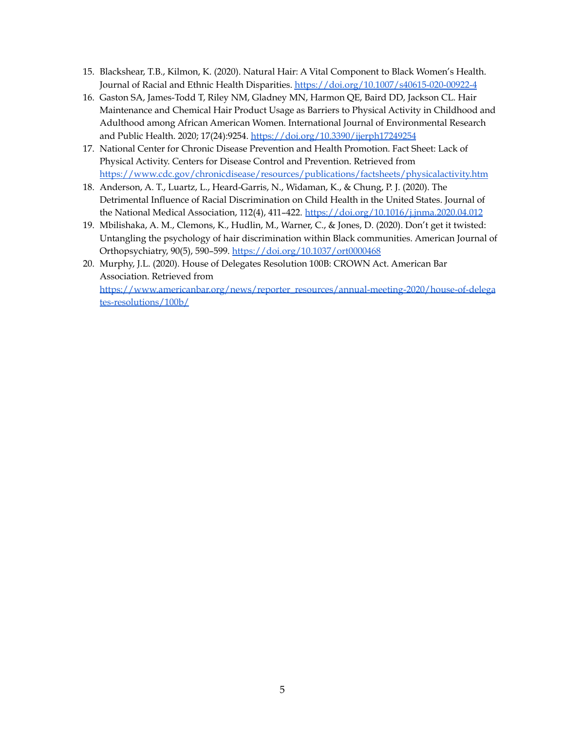15. Blackshear, T.B., Kilmon, K. (2020). Natural Hair: A Vital Component to Black Women's Health. Journal of Racial and Ethnic Health Disparities. https://doi.org/10.1007/s40615-020-00922-4
16. Gaston SA, James-Todd T, Riley NM, Gladney MN, Harmon QE, Baird DD, Jackson CL. Hair Maintenance and Chemical Hair Product Usage as Barriers to Physical Activity in Childhood and Adulthood among African American Women. International Journal of Environmental Research and Public Health. 2020; 17(24):9254. https://doi.org/10.3390/ijerph17249254
17. National Center for Chronic Disease Prevention and Health Promotion. Fact Sheet: Lack of Physical Activity. Centers for Disease Control and Prevention. Retrieved from https://www.cdc.gov/chronicdisease/resources/publications/factsheets/physicalactivity.htm
18. Anderson, A. T., Luartz, L., Heard-Garris, N., Widaman, K., & Chung, P. J. (2020). The Detrimental Influence of Racial Discrimination on Child Health in the United States. Journal of the National Medical Association, 112(4), 411–422. https://doi.org/10.1016/j.jnma.2020.04.012
19. Mbilishaka, A. M., Clemons, K., Hudlin, M., Warner, C., & Jones, D. (2020). Don't get it twisted: Untangling the psychology of hair discrimination within Black communities. American Journal of Orthopsychiatry, 90(5), 590–599. https://doi.org/10.1037/ort0000468
20. Murphy, J.L. (2020). House of Delegates Resolution 100B: CROWN Act. American Bar Association. Retrieved from https://www.americanbar.org/news/reporter_resources/annual-meeting-2020/house-of-delegates-resolutions/100b/